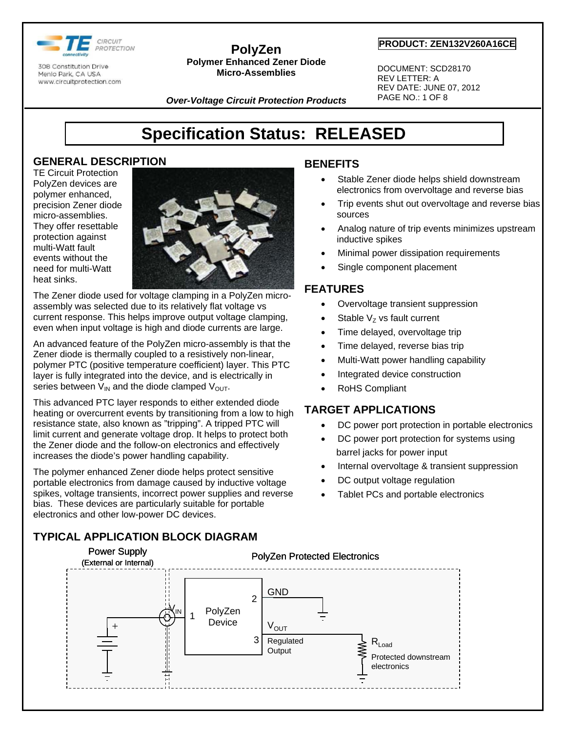TE Circuit Protection
308 Constitution Drive
Menlo Park, CA USA
www.circuitprotection.com

# PolyZen

**Polymer Enhanced Zener Diode Micro-Assemblies**

*Over-Voltage Circuit Protection Products*

**PRODUCT: ZEN132V260A16CE**

DOCUMENT: SCD28170
REV LETTER: A
REV DATE: JUNE 07, 2012

# Specification Status: RELEASED

## GENERAL DESCRIPTION

TE Circuit Protection PolyZen devices are polymer enhanced, precision Zener diode micro-assemblies. They offer resettable protection against multi-Watt fault events without the need for multi-Watt heat sinks.

The Zener diode used for voltage clamping in a PolyZen micro-assembly was selected due to its relatively flat voltage vs current response. This helps improve output voltage clamping, even when input voltage is high and diode currents are large.

An advanced feature of the PolyZen micro-assembly is that the Zener diode is thermally coupled to a resistively non-linear, polymer PTC (positive temperature coefficient) layer. This PTC layer is fully integrated into the device, and is electrically in series between $V_{IN}$ and the diode clamped $V_{OUT}$.

This advanced PTC layer responds to either extended diode heating or overcurrent events by transitioning from a low to high resistance state, also known as "tripping". A tripped PTC will limit current and generate voltage drop. It helps to protect both the Zener diode and the follow-on electronics and effectively increases the diode's power handling capability.

The polymer enhanced Zener diode helps protect sensitive portable electronics from damage caused by inductive voltage spikes, voltage transients, incorrect power supplies and reverse bias. These devices are particularly suitable for portable electronics and other low-power DC devices.

## BENEFITS

- Stable Zener diode helps shield downstream electronics from overvoltage and reverse bias
- Trip events shut out overvoltage and reverse bias sources
- Analog nature of trip events minimizes upstream inductive spikes
- Minimal power dissipation requirements
- Single component placement

## FEATURES

- Overvoltage transient suppression
- Stable $V_Z$ vs fault current
- Time delayed, overvoltage trip
- Time delayed, reverse bias trip
- Multi-Watt power handling capability
- Integrated device construction
- RoHS Compliant

## TARGET APPLICATIONS

- DC power port protection in portable electronics
- DC power port protection for systems using barrel jacks for power input
- Internal overvoltage & transient suppression
- DC output voltage regulation
- Tablet PCs and portable electronics

## TYPICAL APPLICATION BLOCK DIAGRAM

Power Supply (External or Internal) — PolyZen Protected Electronics

$V_{IN}$ — 1 PolyZen Device; 2 GND; 3 $V_{OUT}$ Regulated Output — $R_{Load}$ Protected downstream electronics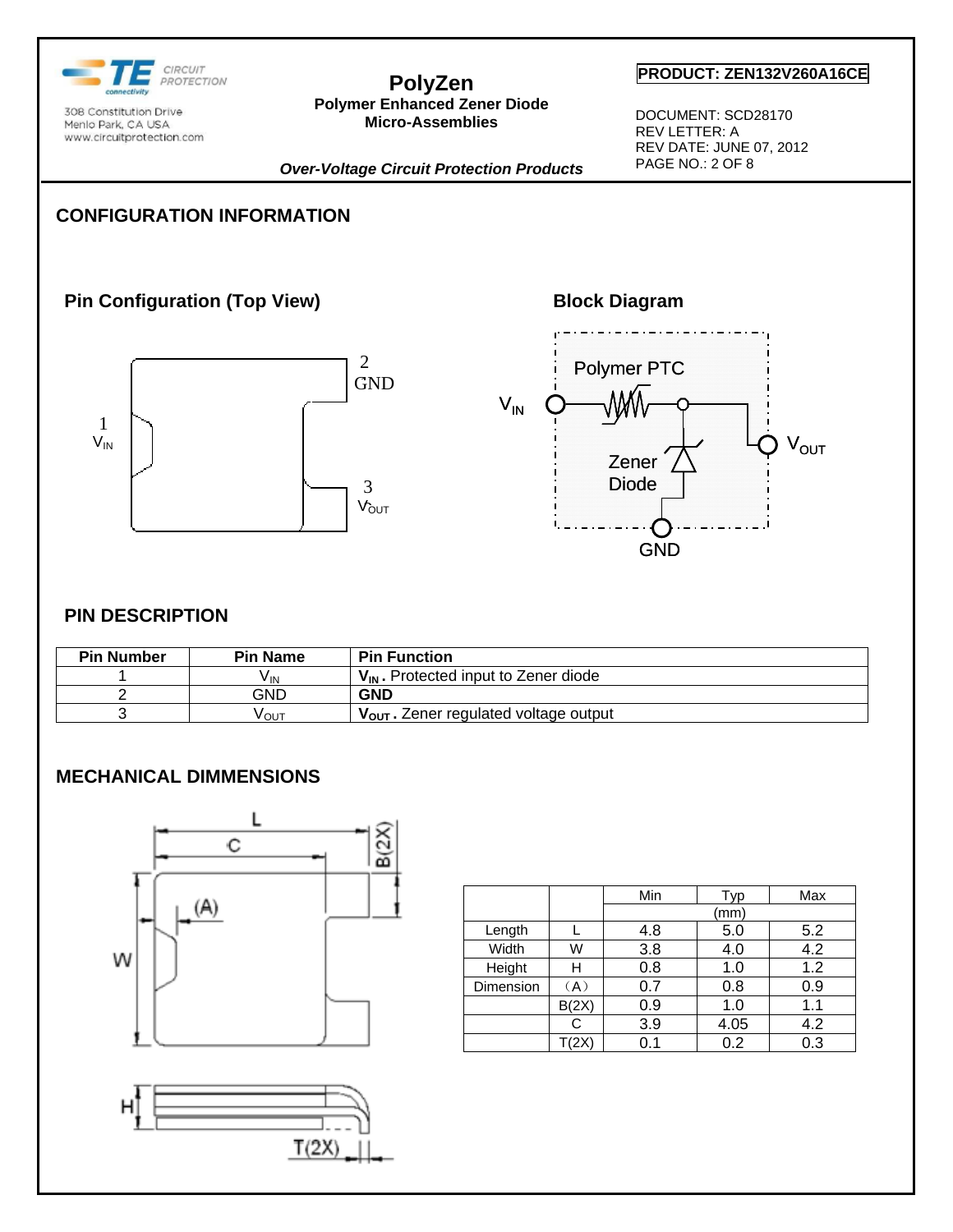## CONFIGURATION INFORMATION

### Pin Configuration (Top View)

2
GND

1
$V_{IN}$

3
$V_{OUT}$

### Block Diagram

Polymer PTC

$V_{IN}$

$V_{OUT}$

Zener
Diode

GND

## PIN DESCRIPTION

| Pin Number | Pin Name | Pin Function |
|---|---|---|
| 1 | $V_{IN}$ | **$V_{IN}$ .** Protected input to Zener diode |
| 2 | GND | **GND** |
| 3 | $V_{OUT}$ | **$V_{OUT}$ .** Zener regulated voltage output |

## MECHANICAL DIMMENSIONS

L
C
B(2X)
(A)
W
H
T(2X)

| | | Min | Typ | Max |
|---|---|---|---|---|
| | | | (mm) | |
| Length | L | 4.8 | 5.0 | 5.2 |
| Width | W | 3.8 | 4.0 | 4.2 |
| Height | H | 0.8 | 1.0 | 1.2 |
| Dimension | （A） | 0.7 | 0.8 | 0.9 |
| | B(2X) | 0.9 | 1.0 | 1.1 |
| | C | 3.9 | 4.05 | 4.2 |
| | T(2X) | 0.1 | 0.2 | 0.3 |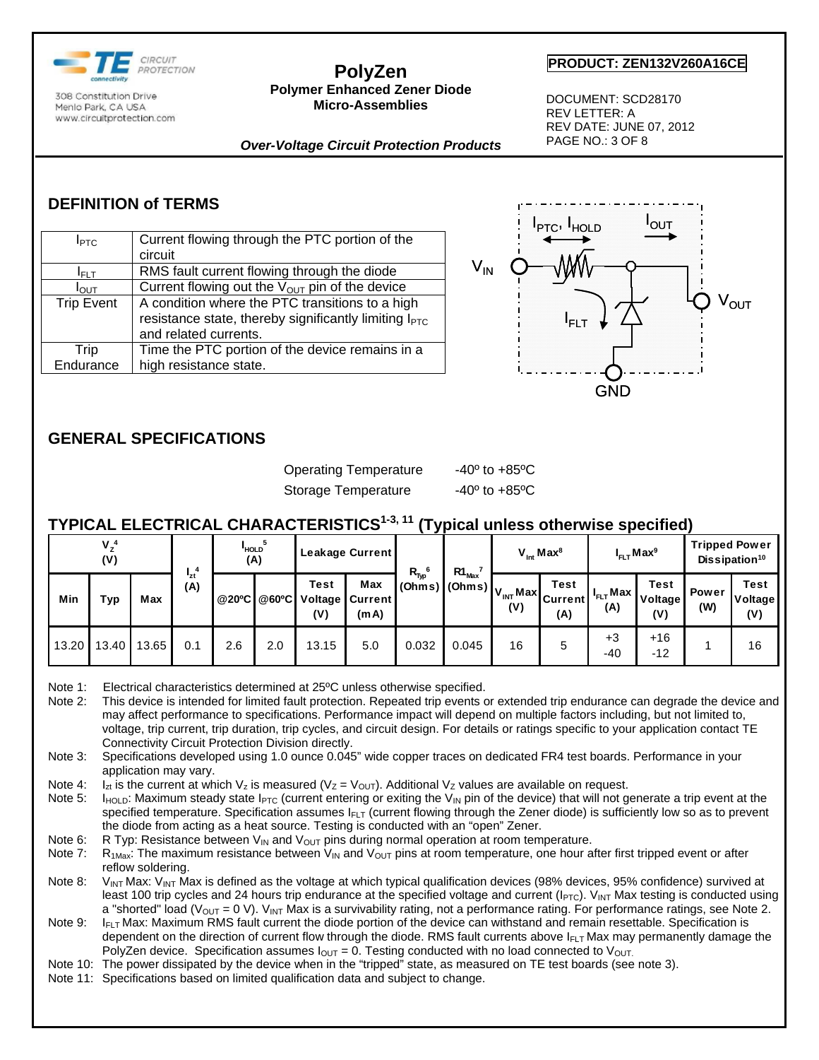## DEFINITION of TERMS

| | |
|---|---|
| $I_{PTC}$ | Current flowing through the PTC portion of the circuit |
| $I_{FLT}$ | RMS fault current flowing through the diode |
| $I_{OUT}$ | Current flowing out the $V_{OUT}$ pin of the device |
| Trip Event | A condition where the PTC transitions to a high resistance state, thereby significantly limiting $I_{PTC}$ and related currents. |
| Trip Endurance | Time the PTC portion of the device remains in a high resistance state. |

$I_{PTC}$, $I_{HOLD}$
$I_{OUT}$
$V_{IN}$
$V_{OUT}$
$I_{FLT}$
GND

## GENERAL SPECIFICATIONS

Operating Temperature -40º to +85ºC

Storage Temperature -40º to +85ºC

## TYPICAL ELECTRICAL CHARACTERISTICS[1-3, 11] (Typical unless otherwise specified)

| $V_Z$[4] (V) | | | $I_{zt}$[4] (A) | $I_{HOLD}$[5] (A) | | Leakage Current | | $R_{Typ}$[6] (Ohms) | $R1_{Max}$[7] (Ohms) | $V_{Int}$ Max[8] | | $I_{FLT}$ Max[9] | | Tripped Power Dissipation[10] | |
|---|---|---|---|---|---|---|---|---|---|---|---|---|---|---|---|
| Min | Typ | Max | | @20ºC | @60ºC | Test Voltage (V) | Max Current (mA) | | | $V_{INT}$ Max (V) | Test Current (A) | $I_{FLT}$ Max (A) | Test Voltage (V) | Power (W) | Test Voltage (V) |
| 13.20 | 13.40 | 13.65 | 0.1 | 2.6 | 2.0 | 13.15 | 5.0 | 0.032 | 0.045 | 16 | 5 | +3 -40 | +16 -12 | 1 | 16 |

Note 1: Electrical characteristics determined at 25ºC unless otherwise specified.

Note 2: This device is intended for limited fault protection. Repeated trip events or extended trip endurance can degrade the device and may affect performance to specifications. Performance impact will depend on multiple factors including, but not limited to, voltage, trip current, trip duration, trip cycles, and circuit design. For details or ratings specific to your application contact TE Connectivity Circuit Protection Division directly.

Note 3: Specifications developed using 1.0 ounce 0.045" wide copper traces on dedicated FR4 test boards. Performance in your application may vary.

Note 4: $I_{zt}$ is the current at which $V_z$ is measured ($V_Z = V_{OUT}$). Additional $V_Z$ values are available on request.

Note 5: $I_{HOLD}$: Maximum steady state $I_{PTC}$ (current entering or exiting the $V_{IN}$ pin of the device) that will not generate a trip event at the specified temperature. Specification assumes $I_{FLT}$ (current flowing through the Zener diode) is sufficiently low so as to prevent the diode from acting as a heat source. Testing is conducted with an "open" Zener.

Note 6: R Typ: Resistance between $V_{IN}$ and $V_{OUT}$ pins during normal operation at room temperature.

Note 7: $R_{1Max}$: The maximum resistance between $V_{IN}$ and $V_{OUT}$ pins at room temperature, one hour after first tripped event or after reflow soldering.

Note 8: $V_{INT}$ Max: $V_{INT}$ Max is defined as the voltage at which typical qualification devices (98% devices, 95% confidence) survived at least 100 trip cycles and 24 hours trip endurance at the specified voltage and current ($I_{PTC}$). $V_{INT}$ Max testing is conducted using a "shorted" load ($V_{OUT}$ = 0 V). $V_{INT}$ Max is a survivability rating, not a performance rating. For performance ratings, see Note 2.

Note 9: $I_{FLT}$ Max: Maximum RMS fault current the diode portion of the device can withstand and remain resettable. Specification is dependent on the direction of current flow through the diode. RMS fault currents above $I_{FLT}$ Max may permanently damage the PolyZen device. Specification assumes $I_{OUT}$ = 0. Testing conducted with no load connected to $V_{OUT}$.

Note 10: The power dissipated by the device when in the "tripped" state, as measured on TE test boards (see note 3).

Note 11: Specifications based on limited qualification data and subject to change.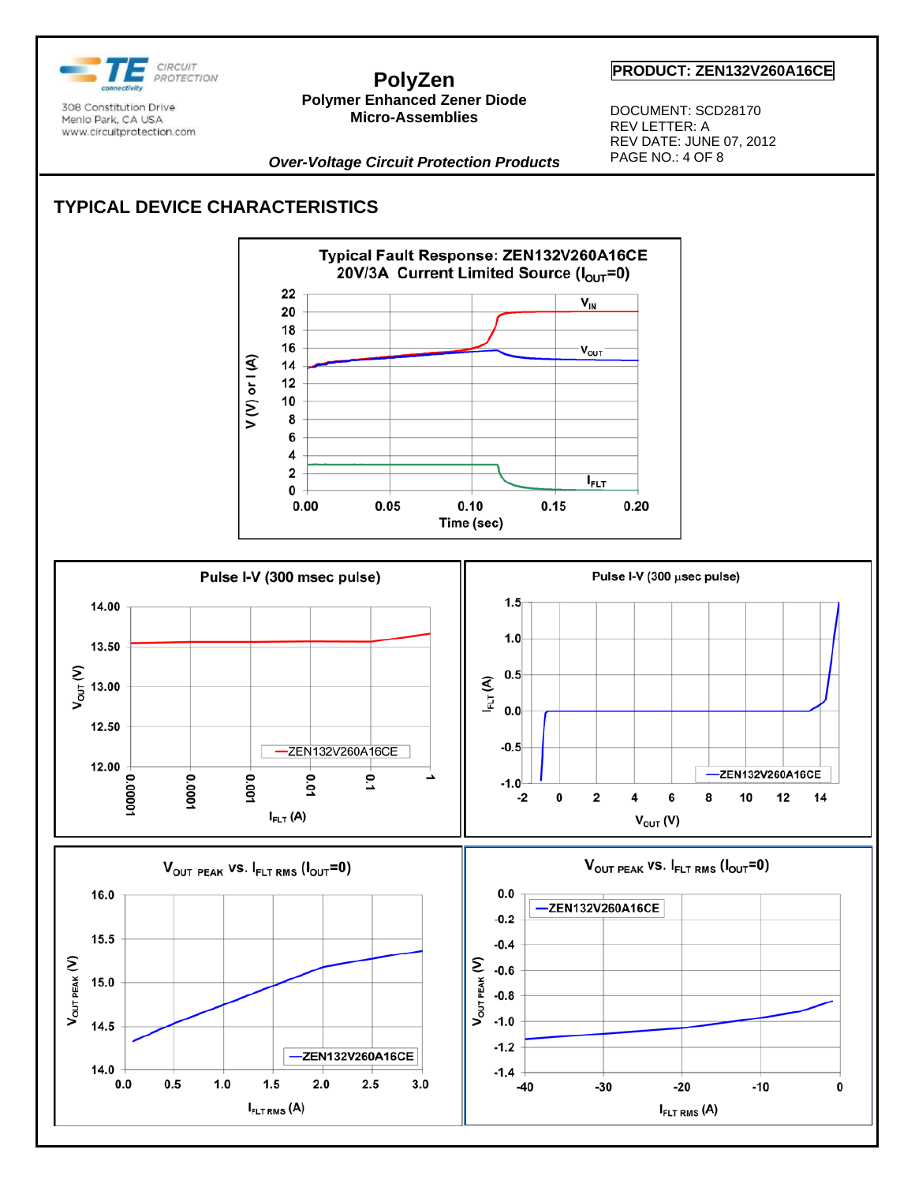## TYPICAL DEVICE CHARACTERISTICS

Typical Fault Response: ZEN132V260A16CE
20V/3A Current Limited Source ($I_{OUT}$=0)

22
20
18
16
14
12
10
8
6
4
2
0

0.00 0.05 0.10 0.15 0.20

Time (sec)

V (V) or I (A)

$V_{IN}$

$V_{OUT}$

$I_{FLT}$

Pulse I-V (300 msec pulse)

14.00
13.50
13.00
12.50
12.00

0.00001 0.0001 0.001 0.01 0.1 1

$I_{FLT}$ (A)

$V_{OUT}$ (V)

ZEN132V260A16CE

Pulse I-V (300 µsec pulse)

1.5
1.0
0.5
0.0
-0.5
-1.0

-2 0 2 4 6 8 10 12 14

$V_{OUT}$ (V)

$I_{FLT}$ (A)

ZEN132V260A16CE

$V_{OUT\ PEAK}$ vs. $I_{FLT\ RMS}$ ($I_{OUT}$=0)

16.0
15.5
15.0
14.5
14.0

0.0 0.5 1.0 1.5 2.0 2.5 3.0

$I_{FLT\ RMS}$ (A)

$V_{OUT\ PEAK}$ (V)

ZEN132V260A16CE

$V_{OUT\ PEAK}$ vs. $I_{FLT\ RMS}$ ($I_{OUT}$=0)

0.0
-0.2
-0.4
-0.6
-0.8
-1.0
-1.2
-1.4

-40 -30 -20 -10 0

$I_{FLT\ RMS}$ (A)

$V_{OUT\ PEAK}$ (V)

ZEN132V260A16CE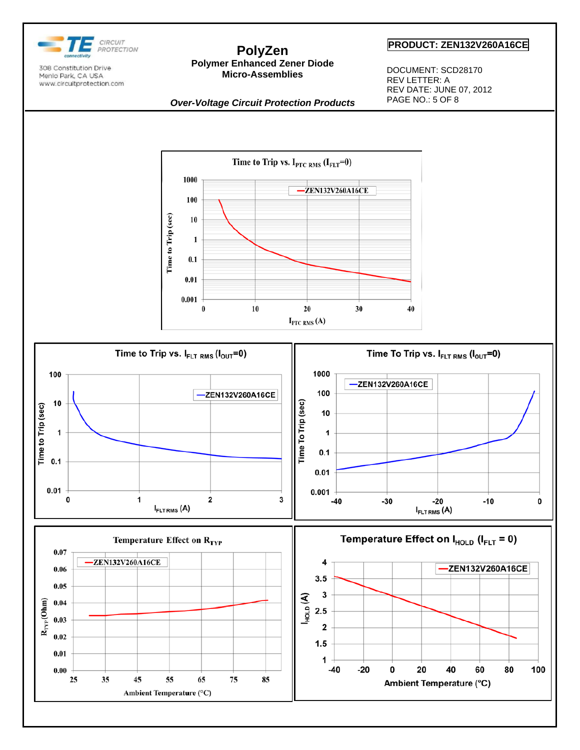Time to Trip vs. $I_{PTC\ RMS}$ ($I_{FLT}$=0)

1000
100
10
1
0.1
0.01
0.001

0
10
20
30
40

Time to Trip (sec)

$I_{PTC\ RMS}$ (A)

ZEN132V260A16CE

Time to Trip vs. $I_{FLT\ RMS}$ ($I_{OUT}$=0)

100
10
1
0.1
0.01

0
1
2
3

Time to Trip (sec)

$I_{FLT\ RMS}$ (A)

ZEN132V260A16CE

Time To Trip vs. $I_{FLT\ RMS}$ ($I_{OUT}$=0)

1000
100
10
1
0.1
0.01
0.001

-40
-30
-20
-10
0

Time To Trip (sec)

$I_{FLT\ RMS}$ (A)

ZEN132V260A16CE

Temperature Effect on $R_{TYP}$

0.07
0.06
0.05
0.04
0.03
0.02
0.01
0.00

25
35
45
55
65
75
85

$R_{TYP}$ (Ohm)

Ambient Temperature (°C)

ZEN132V260A16CE

Temperature Effect on $I_{HOLD}$ ($I_{FLT}$ = 0)

4
3.5
3
2.5
2
1.5
1

-40
-20
0
20
40
60
80
100

$I_{HOLD}$ (A)

Ambient Temperature (°C)

ZEN132V260A16CE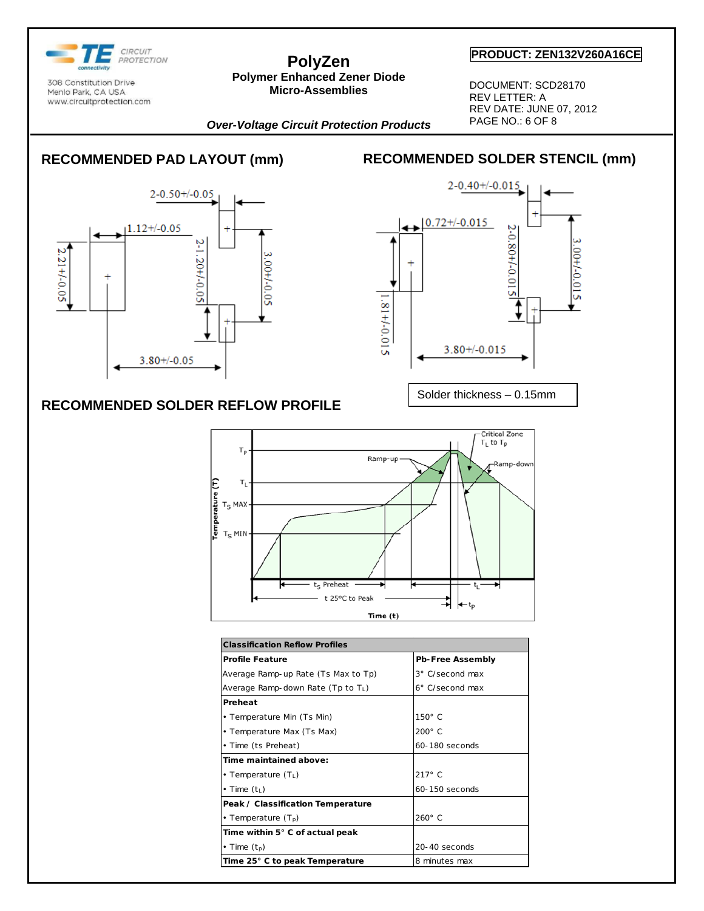## RECOMMENDED PAD LAYOUT (mm)

2-0.50+/-0.05

1.12+/-0.05

2.21+/-0.05

2-1.20+/-0.05

3.00+/-0.05

3.80+/-0.05

## RECOMMENDED SOLDER STENCIL (mm)

2-0.40+/-0.015

0.72+/-0.015

1.81+/-0.015

2-0.80+/-0.015

3.00+/-0.015

3.80+/-0.015

Solder thickness – 0.15mm

## RECOMMENDED SOLDER REFLOW PROFILE

Critical Zone $T_L$ to $T_P$

Ramp-up

Ramp-down

$T_P$

$T_L$

$T_S$ MAX

$T_S$ MIN

Temperature (T)

$t_S$ Preheat

$t_L$

t 25°C to Peak

$t_P$

Time (t)

| Classification Reflow Profiles | |
|---|---|
| **Profile Feature** | **Pb-Free Assembly** |
| Average Ramp-up Rate (Ts Max to Tp) | 3° C/second max |
| Average Ramp-down Rate (Tp to $T_L$) | 6° C/second max |
| **Preheat** | |
| • Temperature Min (Ts Min) | 150° C |
| • Temperature Max (Ts Max) | 200° C |
| • Time (ts Preheat) | 60-180 seconds |
| **Time maintained above:** | |
| • Temperature ($T_L$) | 217° C |
| • Time ($t_L$) | 60-150 seconds |
| **Peak / Classification Temperature** | |
| • Temperature ($T_P$) | 260° C |
| **Time within 5° C of actual peak** | |
| • Time ($t_P$) | 20-40 seconds |
| **Time 25° C to peak Temperature** | 8 minutes max |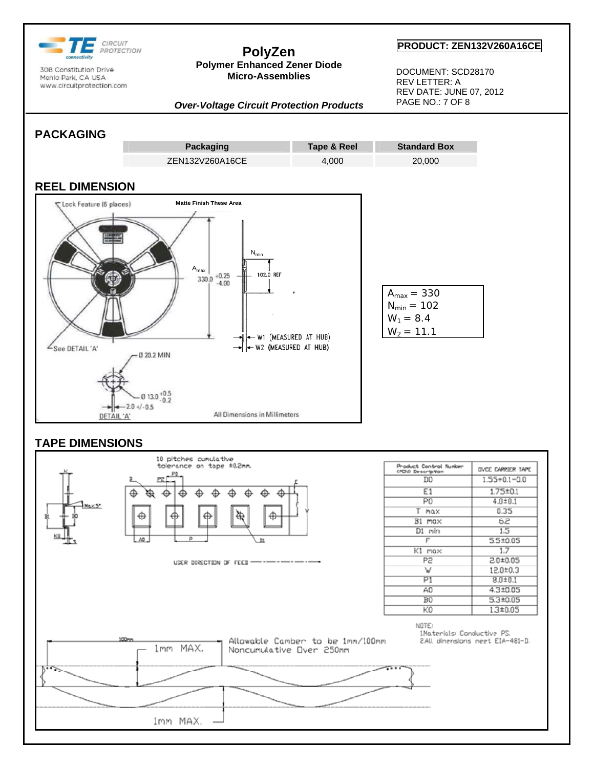## PACKAGING

| Packaging | Tape & Reel | Standard Box |
|---|---|---|
| ZEN132V260A16CE | 4,000 | 20,000 |

## REEL DIMENSION

Lock Feature (6 places)

Matte Finish These Area

$N_{min}$

$A_{max}$

330.0 +0.25 -4.00

102.0 REF

W1 (MEASURED AT HUB)

W2 (MEASURED AT HUB)

See DETAIL 'A'

Ø 20.2 MIN

Ø 13.0 +0.5 -0.2

2.0 +/-0.5

DETAIL 'A'

All Dimensions in Millimeters

$A_{max}$ = 330
$N_{min}$ = 102
$W_1$ = 8.4
$W_2$ = 11.1

## TAPE DIMENSIONS

10 pitches cumulative tolerance on tape ±0.2mm.

USER DIRECTION OF FEED

| Product Control Number (PCN) Description | DVCE CARRIER TAPE |
|---|---|
| D0 | 1.55+0.1-0.0 |
| E1 | 1.75±0.1 |
| P0 | 4.0±0.1 |
| T max | 0.35 |
| B1 max | 6.2 |
| D1 min | 1.5 |
| F | 5.5±0.05 |
| K1 max | 1.7 |
| P2 | 2.0±0.05 |
| W | 12.0±0.3 |
| P1 | 8.0±0.1 |
| A0 | 4.3±0.05 |
| B0 | 5.3±0.05 |
| K0 | 1.3±0.05 |

NOTE:
1.Materials: Conductive PS.
2.All dimensions meet EIA-481-D.

100mm

1mm MAX.

Allowable Camber to be 1mm/100mm Noncumulative Over 250mm

1mm MAX.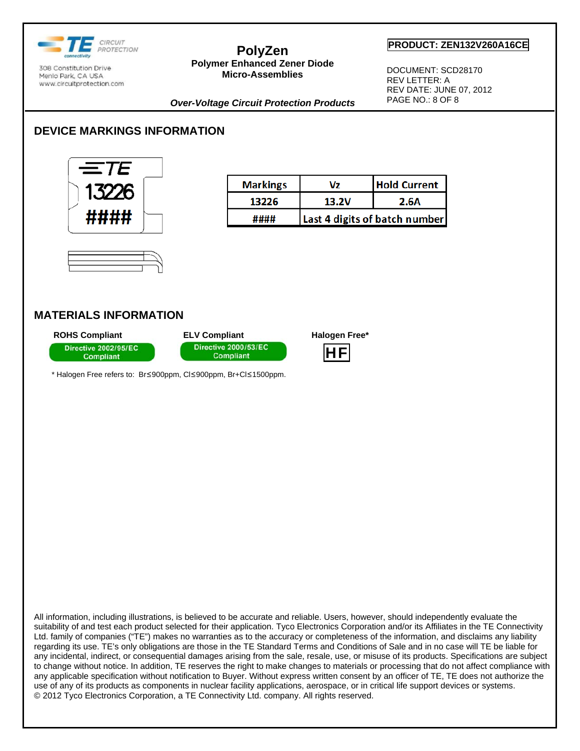## DEVICE MARKINGS INFORMATION

≡TE
13226
####

| Markings | Vz | Hold Current |
|---|---|---|
| 13226 | 13.2V | 2.6A |
| #### | Last 4 digits of batch number | |

## MATERIALS INFORMATION

**ROHS Compliant**
Directive 2002/95/EC Compliant

**ELV Compliant**
Directive 2000/53/EC Compliant

**Halogen Free***
HF

* Halogen Free refers to: Br≤900ppm, Cl≤900ppm, Br+Cl≤1500ppm.

All information, including illustrations, is believed to be accurate and reliable. Users, however, should independently evaluate the suitability of and test each product selected for their application. Tyco Electronics Corporation and/or its Affiliates in the TE Connectivity Ltd. family of companies ("TE") makes no warranties as to the accuracy or completeness of the information, and disclaims any liability regarding its use. TE's only obligations are those in the TE Standard Terms and Conditions of Sale and in no case will TE be liable for any incidental, indirect, or consequential damages arising from the sale, resale, use, or misuse of its products. Specifications are subject to change without notice. In addition, TE reserves the right to make changes to materials or processing that do not affect compliance with any applicable specification without notification to Buyer. Without express written consent by an officer of TE, TE does not authorize the use of any of its products as components in nuclear facility applications, aerospace, or in critical life support devices or systems.
© 2012 Tyco Electronics Corporation, a TE Connectivity Ltd. company. All rights reserved.